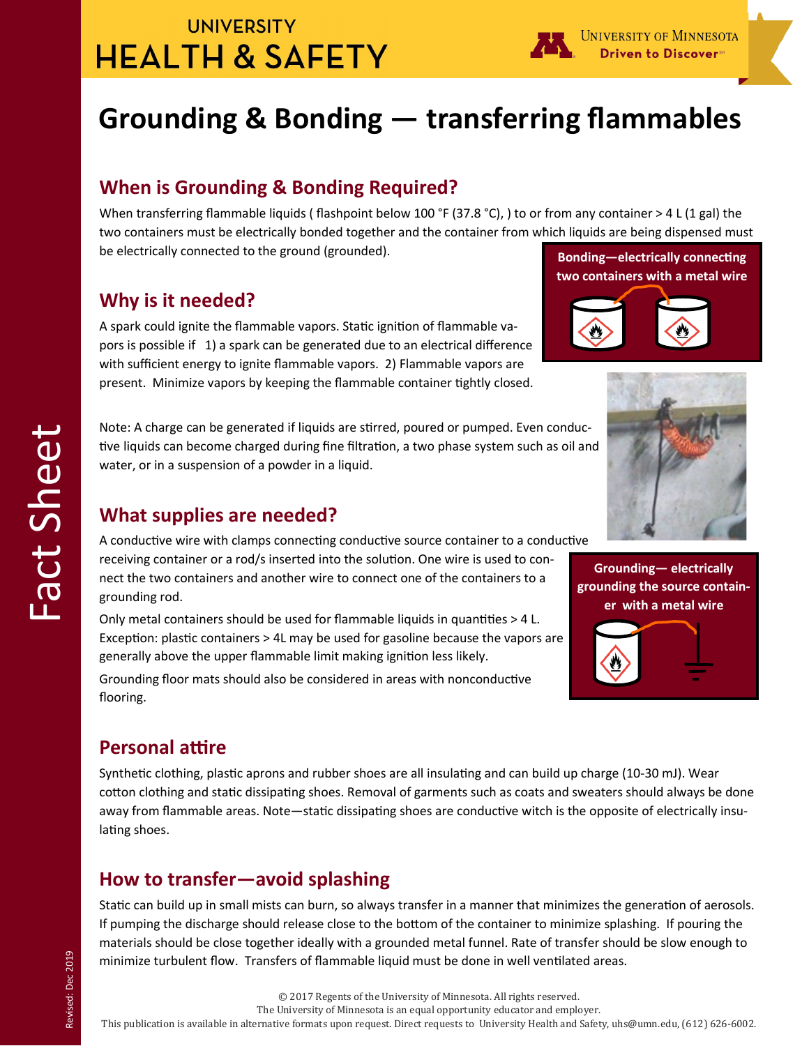UNIVERSITY
HEALTH & SAFETY

University of Minnesota
Driven to Discover

# Grounding & Bonding — transferring flammables

## When is Grounding & Bonding Required?

When transferring flammable liquids ( flashpoint below 100 °F (37.8 °C), ) to or from any container > 4 L (1 gal) the two containers must be electrically bonded together and the container from which liquids are being dispensed must be electrically connected to the ground (grounded).

**Bonding—electrically connecting two containers with a metal wire**

## Why is it needed?

A spark could ignite the flammable vapors. Static ignition of flammable vapors is possible if 1) a spark can be generated due to an electrical difference with sufficient energy to ignite flammable vapors. 2) Flammable vapors are present. Minimize vapors by keeping the flammable container tightly closed.

Note: A charge can be generated if liquids are stirred, poured or pumped. Even conductive liquids can become charged during fine filtration, a two phase system such as oil and water, or in a suspension of a powder in a liquid.

## What supplies are needed?

A conductive wire with clamps connecting conductive source container to a conductive receiving container or a rod/s inserted into the solution. One wire is used to connect the two containers and another wire to connect one of the containers to a grounding rod.

**Grounding— electrically grounding the source container with a metal wire**

Only metal containers should be used for flammable liquids in quantities > 4 L. Exception: plastic containers > 4L may be used for gasoline because the vapors are generally above the upper flammable limit making ignition less likely.

Grounding floor mats should also be considered in areas with nonconductive flooring.

## Personal attire

Synthetic clothing, plastic aprons and rubber shoes are all insulating and can build up charge (10-30 mJ). Wear cotton clothing and static dissipating shoes. Removal of garments such as coats and sweaters should always be done away from flammable areas. Note—static dissipating shoes are conductive witch is the opposite of electrically insulating shoes.

## How to transfer—avoid splashing

Static can build up in small mists can burn, so always transfer in a manner that minimizes the generation of aerosols. If pumping the discharge should release close to the bottom of the container to minimize splashing. If pouring the materials should be close together ideally with a grounded metal funnel. Rate of transfer should be slow enough to minimize turbulent flow. Transfers of flammable liquid must be done in well ventilated areas.

© 2017 Regents of the University of Minnesota. All rights reserved.
The University of Minnesota is an equal opportunity educator and employer.
This publication is available in alternative formats upon request. Direct requests to University Health and Safety, uhs@umn.edu, (612) 626-6002.

Fact Sheet

Revised: Dec 2019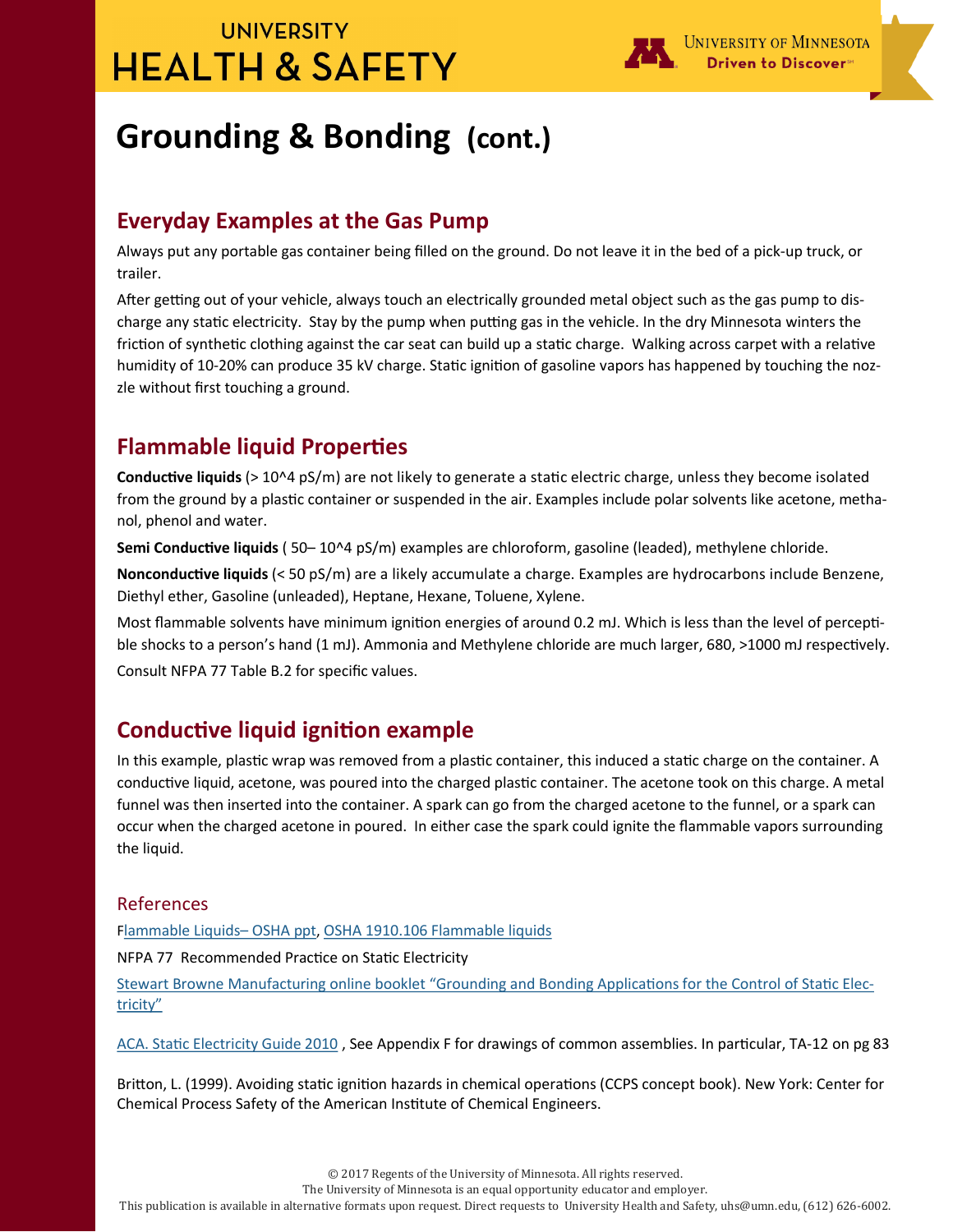# Grounding & Bonding (cont.)

## Everyday Examples at the Gas Pump

Always put any portable gas container being filled on the ground. Do not leave it in the bed of a pick-up truck, or trailer.

After getting out of your vehicle, always touch an electrically grounded metal object such as the gas pump to discharge any static electricity. Stay by the pump when putting gas in the vehicle. In the dry Minnesota winters the friction of synthetic clothing against the car seat can build up a static charge. Walking across carpet with a relative humidity of 10-20% can produce 35 kV charge. Static ignition of gasoline vapors has happened by touching the nozzle without first touching a ground.

## Flammable liquid Properties

**Conductive liquids** (> 10^4 pS/m) are not likely to generate a static electric charge, unless they become isolated from the ground by a plastic container or suspended in the air. Examples include polar solvents like acetone, methanol, phenol and water.

**Semi Conductive liquids** ( 50– 10^4 pS/m) examples are chloroform, gasoline (leaded), methylene chloride.

**Nonconductive liquids** (< 50 pS/m) are a likely accumulate a charge. Examples are hydrocarbons include Benzene, Diethyl ether, Gasoline (unleaded), Heptane, Hexane, Toluene, Xylene.

Most flammable solvents have minimum ignition energies of around 0.2 mJ. Which is less than the level of perceptible shocks to a person's hand (1 mJ). Ammonia and Methylene chloride are much larger, 680, >1000 mJ respectively.

Consult NFPA 77 Table B.2 for specific values.

## Conductive liquid ignition example

In this example, plastic wrap was removed from a plastic container, this induced a static charge on the container. A conductive liquid, acetone, was poured into the charged plastic container. The acetone took on this charge. A metal funnel was then inserted into the container. A spark can go from the charged acetone to the funnel, or a spark can occur when the charged acetone in poured. In either case the spark could ignite the flammable vapors surrounding the liquid.

### References

Flammable Liquids– OSHA ppt, OSHA 1910.106 Flammable liquids

NFPA 77 Recommended Practice on Static Electricity

Stewart Browne Manufacturing online booklet "Grounding and Bonding Applications for the Control of Static Electricity"

ACA. Static Electricity Guide 2010 , See Appendix F for drawings of common assemblies. In particular, TA-12 on pg 83

Britton, L. (1999). Avoiding static ignition hazards in chemical operations (CCPS concept book). New York: Center for Chemical Process Safety of the American Institute of Chemical Engineers.

© 2017 Regents of the University of Minnesota. All rights reserved.
The University of Minnesota is an equal opportunity educator and employer.
This publication is available in alternative formats upon request. Direct requests to University Health and Safety, uhs@umn.edu, (612) 626-6002.